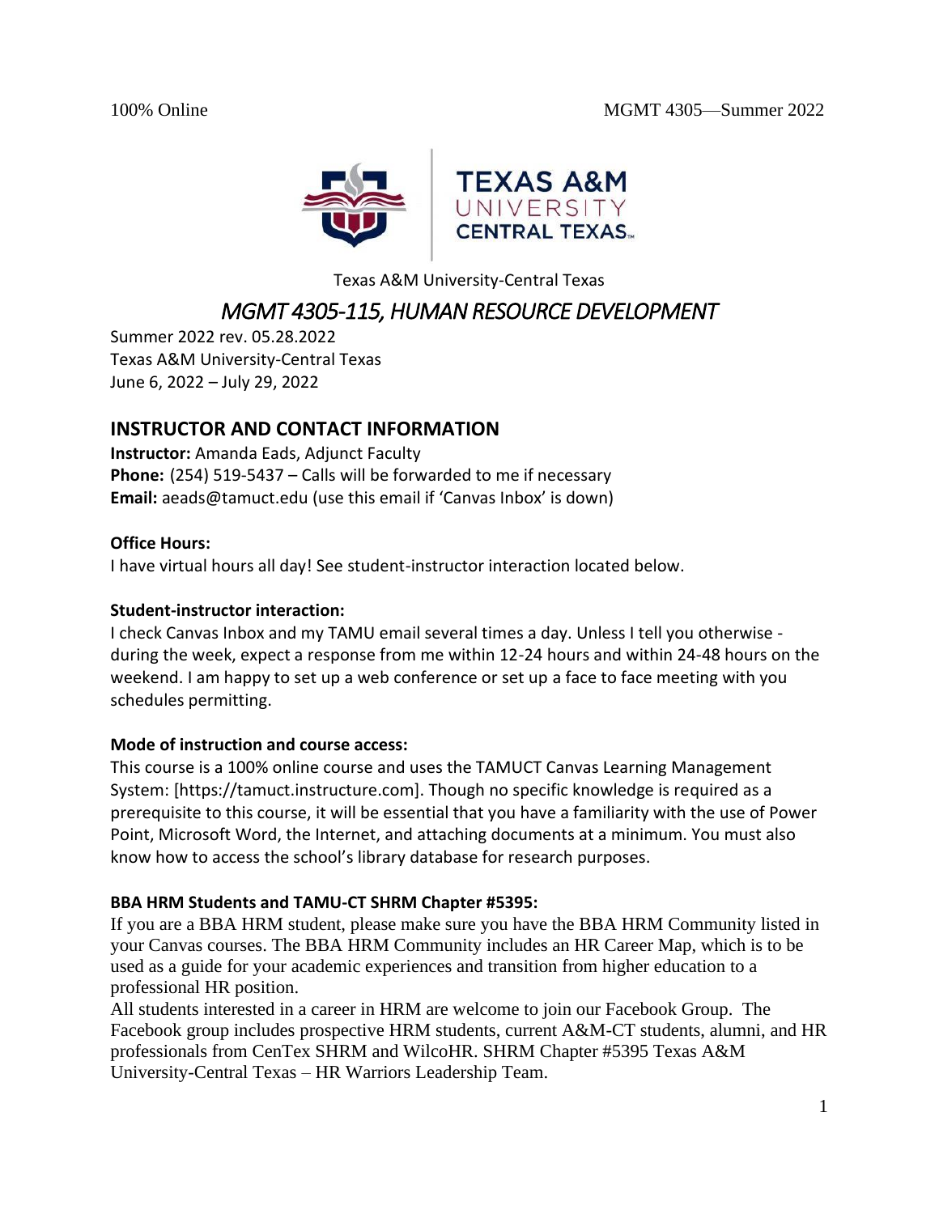100% Online MGMT 4305—Summer 2022

Texas A&M University-Central Texas

# *MGMT 4305-115, HUMAN RESOURCE DEVELOPMENT*

Summer 2022 rev. 05.28.2022
Texas A&M University-Central Texas
June 6, 2022 – July 29, 2022

## INSTRUCTOR AND CONTACT INFORMATION

**Instructor:** Amanda Eads, Adjunct Faculty
**Phone:** (254) 519-5437 – Calls will be forwarded to me if necessary
**Email:** aeads@tamuct.edu (use this email if 'Canvas Inbox' is down)

**Office Hours:**
I have virtual hours all day! See student-instructor interaction located below.

**Student-instructor interaction:**
I check Canvas Inbox and my TAMU email several times a day. Unless I tell you otherwise - during the week, expect a response from me within 12-24 hours and within 24-48 hours on the weekend. I am happy to set up a web conference or set up a face to face meeting with you schedules permitting.

**Mode of instruction and course access:**
This course is a 100% online course and uses the TAMUCT Canvas Learning Management System: [https://tamuct.instructure.com]. Though no specific knowledge is required as a prerequisite to this course, it will be essential that you have a familiarity with the use of Power Point, Microsoft Word, the Internet, and attaching documents at a minimum. You must also know how to access the school's library database for research purposes.

**BBA HRM Students and TAMU-CT SHRM Chapter #5395:**
If you are a BBA HRM student, please make sure you have the BBA HRM Community listed in your Canvas courses. The BBA HRM Community includes an HR Career Map, which is to be used as a guide for your academic experiences and transition from higher education to a professional HR position.
All students interested in a career in HRM are welcome to join our Facebook Group. The Facebook group includes prospective HRM students, current A&M-CT students, alumni, and HR professionals from CenTex SHRM and WilcoHR. SHRM Chapter #5395 Texas A&M University-Central Texas – HR Warriors Leadership Team.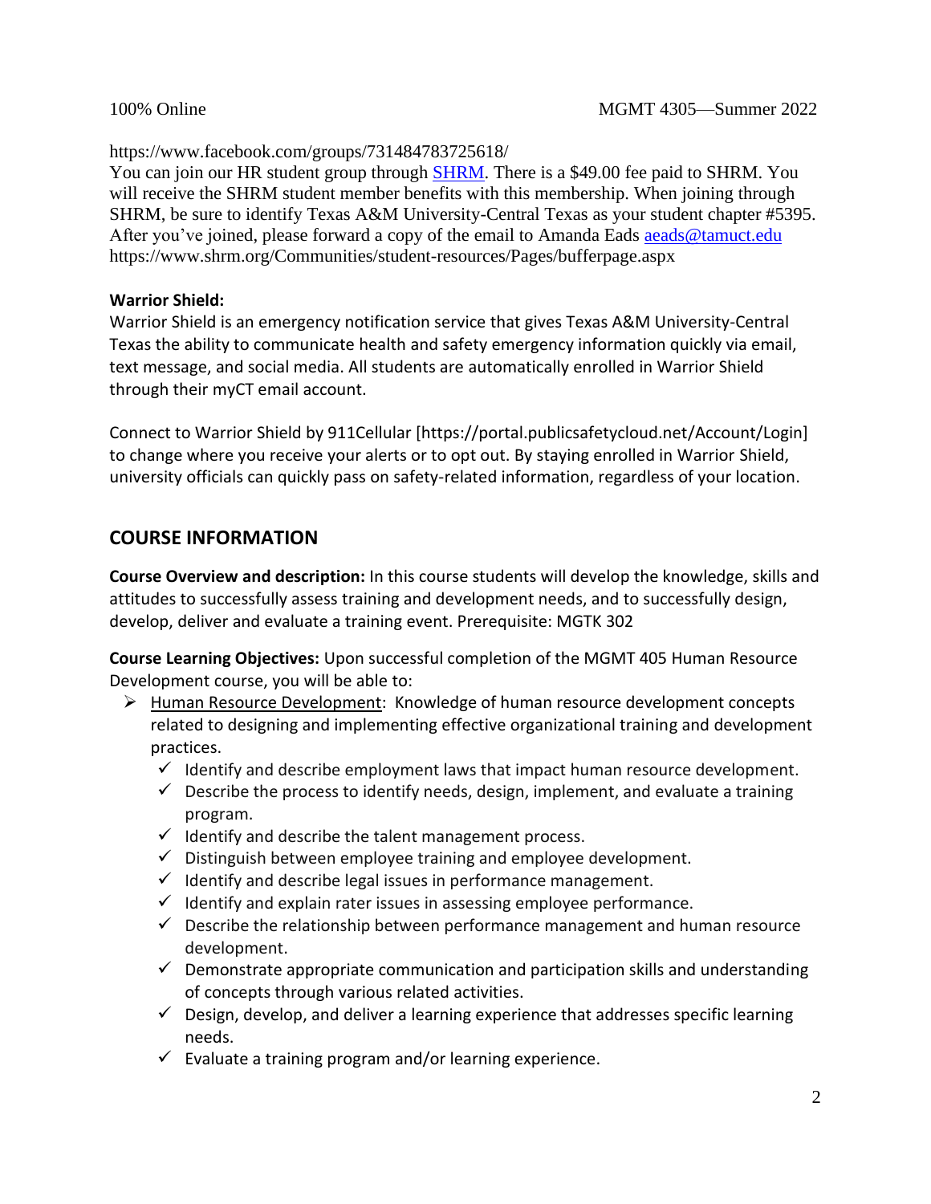https://www.facebook.com/groups/731484783725618/
You can join our HR student group through [SHRM](https://www.shrm.org/Communities/student-resources/Pages/bufferpage.aspx). There is a $49.00 fee paid to SHRM. You will receive the SHRM student member benefits with this membership. When joining through SHRM, be sure to identify Texas A&M University-Central Texas as your student chapter #5395. After you've joined, please forward a copy of the email to Amanda Eads aeads@tamuct.edu
https://www.shrm.org/Communities/student-resources/Pages/bufferpage.aspx

**Warrior Shield:**
Warrior Shield is an emergency notification service that gives Texas A&M University-Central Texas the ability to communicate health and safety emergency information quickly via email, text message, and social media. All students are automatically enrolled in Warrior Shield through their myCT email account.

Connect to Warrior Shield by 911Cellular [https://portal.publicsafetycloud.net/Account/Login] to change where you receive your alerts or to opt out. By staying enrolled in Warrior Shield, university officials can quickly pass on safety-related information, regardless of your location.

## COURSE INFORMATION

**Course Overview and description:** In this course students will develop the knowledge, skills and attitudes to successfully assess training and development needs, and to successfully design, develop, deliver and evaluate a training event. Prerequisite: MGTK 302

**Course Learning Objectives:** Upon successful completion of the MGMT 405 Human Resource Development course, you will be able to:

- Human Resource Development: Knowledge of human resource development concepts related to designing and implementing effective organizational training and development practices.
  - ✓ Identify and describe employment laws that impact human resource development.
  - ✓ Describe the process to identify needs, design, implement, and evaluate a training program.
  - ✓ Identify and describe the talent management process.
  - ✓ Distinguish between employee training and employee development.
  - ✓ Identify and describe legal issues in performance management.
  - ✓ Identify and explain rater issues in assessing employee performance.
  - ✓ Describe the relationship between performance management and human resource development.
  - ✓ Demonstrate appropriate communication and participation skills and understanding of concepts through various related activities.
  - ✓ Design, develop, and deliver a learning experience that addresses specific learning needs.
  - ✓ Evaluate a training program and/or learning experience.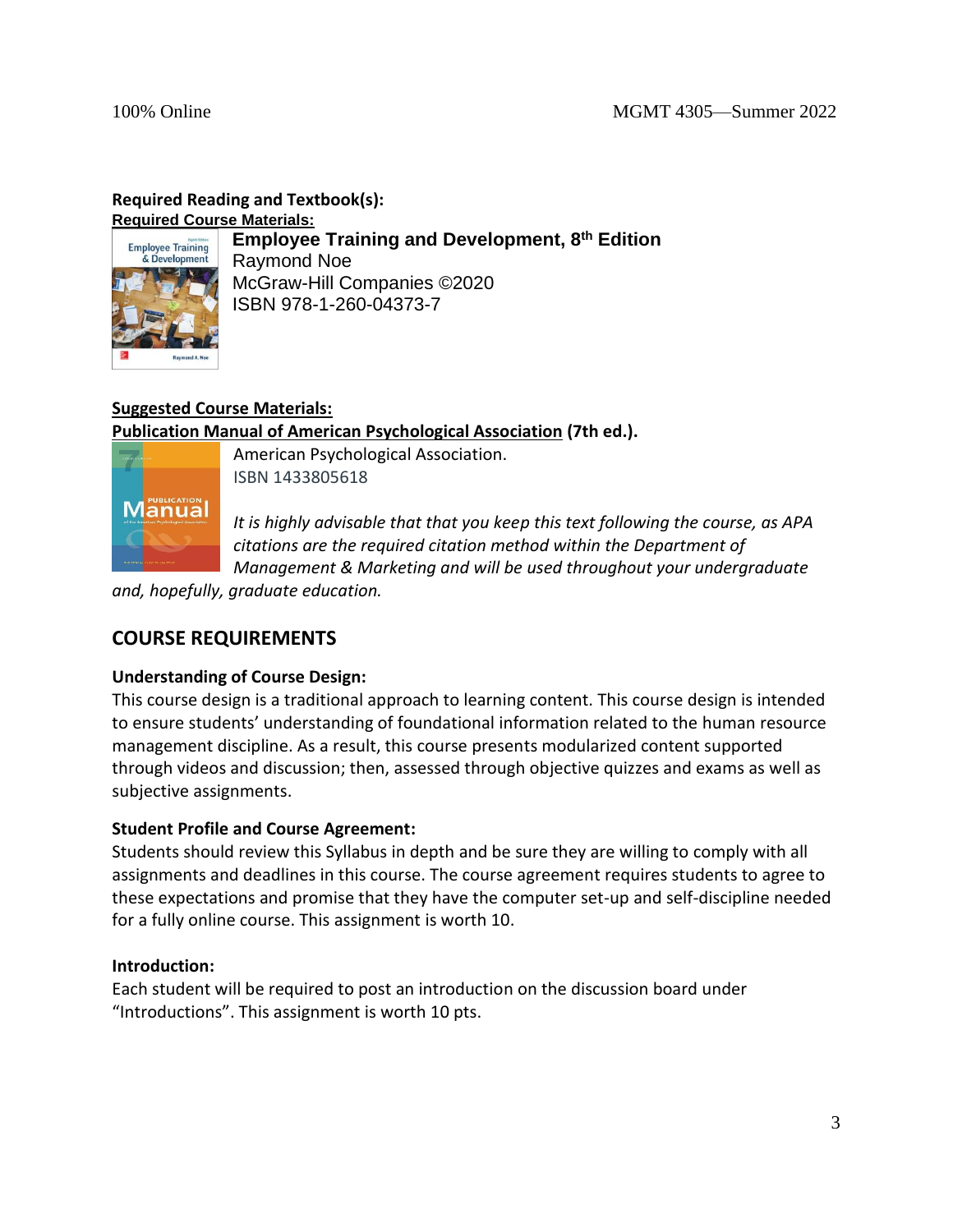**Required Reading and Textbook(s):**

**Required Course Materials:**

**Employee Training and Development, 8th Edition**
Raymond Noe
McGraw-Hill Companies ©2020
ISBN 978-1-260-04373-7

**Suggested Course Materials:**

**Publication Manual of American Psychological Association (7th ed.).**
American Psychological Association.
ISBN 1433805618

*It is highly advisable that that you keep this text following the course, as APA citations are the required citation method within the Department of Management & Marketing and will be used throughout your undergraduate and, hopefully, graduate education.*

## COURSE REQUIREMENTS

**Understanding of Course Design:**

This course design is a traditional approach to learning content. This course design is intended to ensure students' understanding of foundational information related to the human resource management discipline. As a result, this course presents modularized content supported through videos and discussion; then, assessed through objective quizzes and exams as well as subjective assignments.

**Student Profile and Course Agreement:**

Students should review this Syllabus in depth and be sure they are willing to comply with all assignments and deadlines in this course. The course agreement requires students to agree to these expectations and promise that they have the computer set-up and self-discipline needed for a fully online course. This assignment is worth 10.

**Introduction:**

Each student will be required to post an introduction on the discussion board under "Introductions". This assignment is worth 10 pts.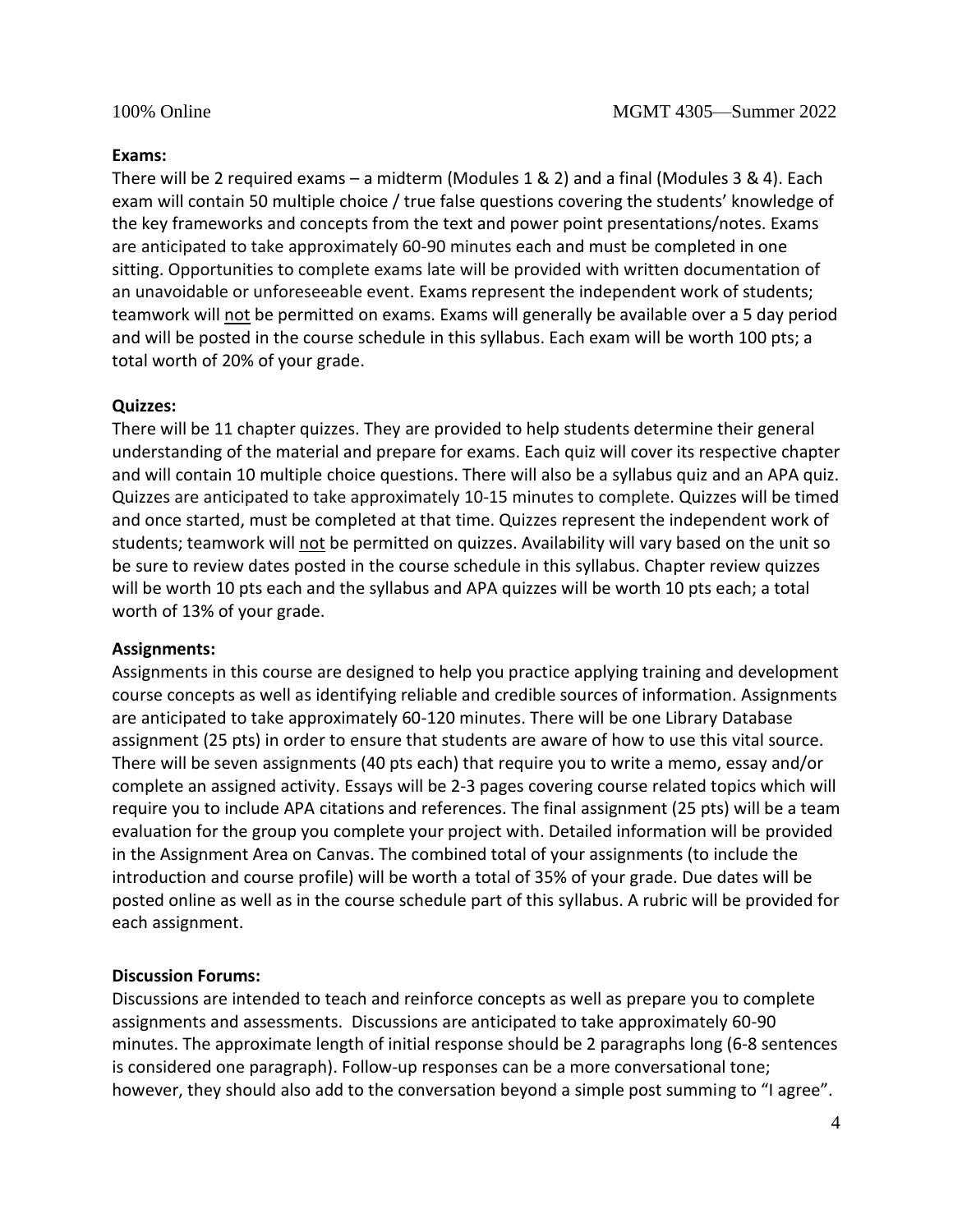**Exams:**

There will be 2 required exams – a midterm (Modules 1 & 2) and a final (Modules 3 & 4). Each exam will contain 50 multiple choice / true false questions covering the students' knowledge of the key frameworks and concepts from the text and power point presentations/notes. Exams are anticipated to take approximately 60-90 minutes each and must be completed in one sitting. Opportunities to complete exams late will be provided with written documentation of an unavoidable or unforeseeable event. Exams represent the independent work of students; teamwork will <u>not</u> be permitted on exams. Exams will generally be available over a 5 day period and will be posted in the course schedule in this syllabus. Each exam will be worth 100 pts; a total worth of 20% of your grade.

**Quizzes:**

There will be 11 chapter quizzes. They are provided to help students determine their general understanding of the material and prepare for exams. Each quiz will cover its respective chapter and will contain 10 multiple choice questions. There will also be a syllabus quiz and an APA quiz. Quizzes are anticipated to take approximately 10-15 minutes to complete. Quizzes will be timed and once started, must be completed at that time. Quizzes represent the independent work of students; teamwork will <u>not</u> be permitted on quizzes. Availability will vary based on the unit so be sure to review dates posted in the course schedule in this syllabus. Chapter review quizzes will be worth 10 pts each and the syllabus and APA quizzes will be worth 10 pts each; a total worth of 13% of your grade.

**Assignments:**

Assignments in this course are designed to help you practice applying training and development course concepts as well as identifying reliable and credible sources of information. Assignments are anticipated to take approximately 60-120 minutes. There will be one Library Database assignment (25 pts) in order to ensure that students are aware of how to use this vital source. There will be seven assignments (40 pts each) that require you to write a memo, essay and/or complete an assigned activity. Essays will be 2-3 pages covering course related topics which will require you to include APA citations and references. The final assignment (25 pts) will be a team evaluation for the group you complete your project with. Detailed information will be provided in the Assignment Area on Canvas. The combined total of your assignments (to include the introduction and course profile) will be worth a total of 35% of your grade. Due dates will be posted online as well as in the course schedule part of this syllabus. A rubric will be provided for each assignment.

**Discussion Forums:**

Discussions are intended to teach and reinforce concepts as well as prepare you to complete assignments and assessments. Discussions are anticipated to take approximately 60-90 minutes. The approximate length of initial response should be 2 paragraphs long (6-8 sentences is considered one paragraph). Follow-up responses can be a more conversational tone; however, they should also add to the conversation beyond a simple post summing to "I agree".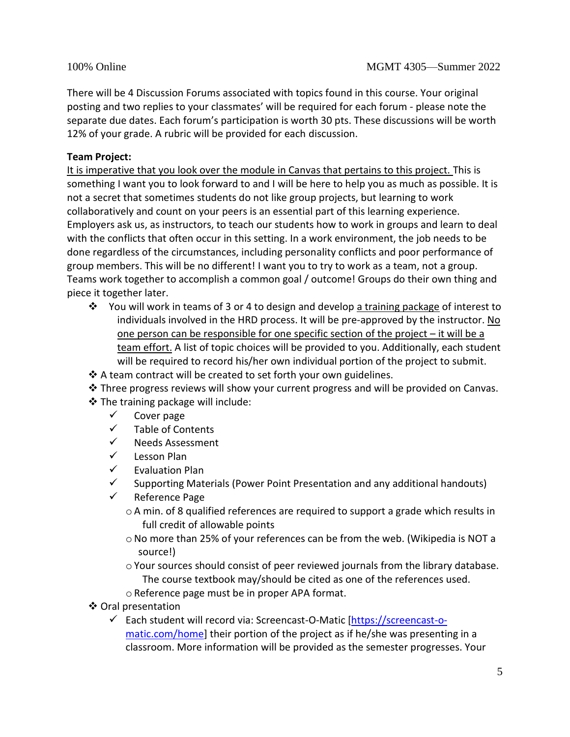There will be 4 Discussion Forums associated with topics found in this course. Your original posting and two replies to your classmates' will be required for each forum - please note the separate due dates. Each forum's participation is worth 30 pts. These discussions will be worth 12% of your grade. A rubric will be provided for each discussion.

**Team Project:**

<u>It is imperative that you look over the module in Canvas that pertains to this project.</u> This is something I want you to look forward to and I will be here to help you as much as possible. It is not a secret that sometimes students do not like group projects, but learning to work collaboratively and count on your peers is an essential part of this learning experience. Employers ask us, as instructors, to teach our students how to work in groups and learn to deal with the conflicts that often occur in this setting. In a work environment, the job needs to be done regardless of the circumstances, including personality conflicts and poor performance of group members. This will be no different! I want you to try to work as a team, not a group. Teams work together to accomplish a common goal / outcome! Groups do their own thing and piece it together later.

- ❖ You will work in teams of 3 or 4 to design and develop <u>a training package</u> of interest to individuals involved in the HRD process. It will be pre-approved by the instructor. <u>No one person can be responsible for one specific section of the project – it will be a team effort.</u> A list of topic choices will be provided to you. Additionally, each student will be required to record his/her own individual portion of the project to submit.
- ❖ A team contract will be created to set forth your own guidelines.
- ❖ Three progress reviews will show your current progress and will be provided on Canvas.
- ❖ The training package will include:
  - ✓ Cover page
  - ✓ Table of Contents
  - ✓ Needs Assessment
  - ✓ Lesson Plan
  - ✓ Evaluation Plan
  - ✓ Supporting Materials (Power Point Presentation and any additional handouts)
  - ✓ Reference Page
    - o A min. of 8 qualified references are required to support a grade which results in full credit of allowable points
    - o No more than 25% of your references can be from the web. (Wikipedia is NOT a source!)
    - o Your sources should consist of peer reviewed journals from the library database. The course textbook may/should be cited as one of the references used.
    - o Reference page must be in proper APA format.
- ❖ Oral presentation
  - ✓ Each student will record via: Screencast-O-Matic [https://screencast-o-matic.com/home] their portion of the project as if he/she was presenting in a classroom. More information will be provided as the semester progresses. Your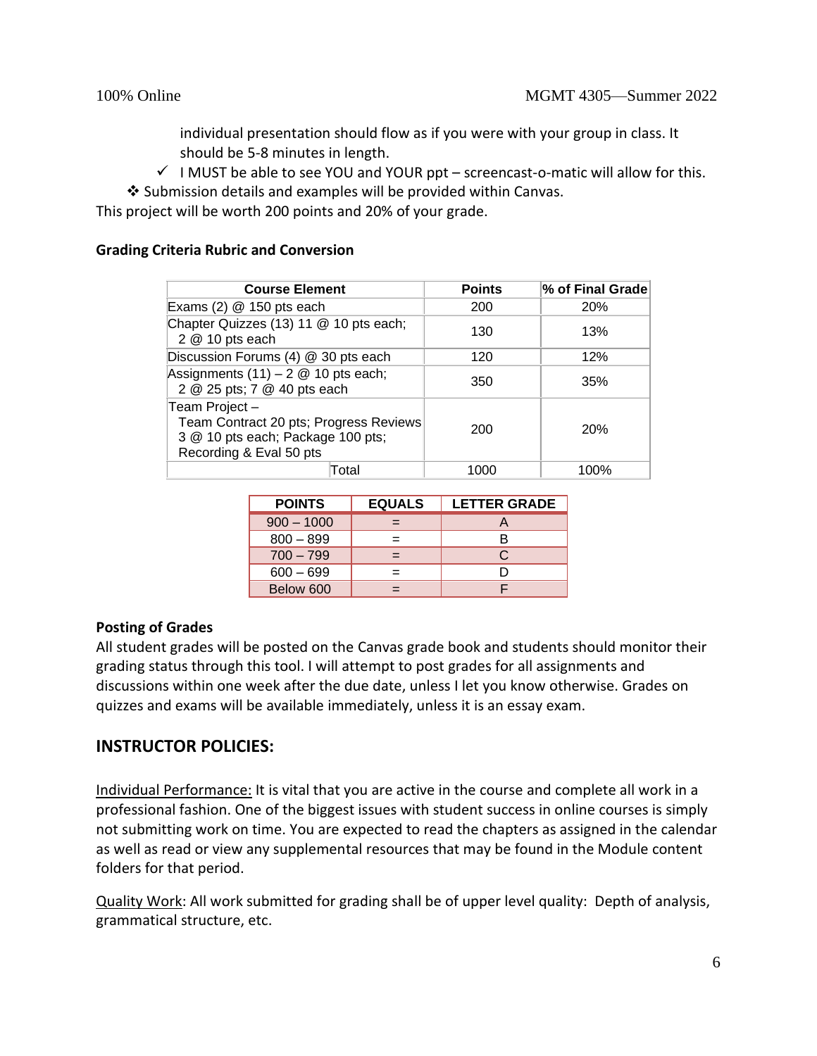individual presentation should flow as if you were with your group in class. It should be 5-8 minutes in length.

- ✓ I MUST be able to see YOU and YOUR ppt – screencast-o-matic will allow for this.

❖ Submission details and examples will be provided within Canvas.

This project will be worth 200 points and 20% of your grade.

**Grading Criteria Rubric and Conversion**

| Course Element | Points | % of Final Grade |
|---|---|---|
| Exams (2) @ 150 pts each | 200 | 20% |
| Chapter Quizzes (13) 11 @ 10 pts each; 2 @ 10 pts each | 130 | 13% |
| Discussion Forums (4) @ 30 pts each | 120 | 12% |
| Assignments (11) – 2 @ 10 pts each; 2 @ 25 pts; 7 @ 40 pts each | 350 | 35% |
| Team Project – Team Contract 20 pts; Progress Reviews 3 @ 10 pts each; Package 100 pts; Recording & Eval 50 pts | 200 | 20% |
| Total | 1000 | 100% |

| POINTS | EQUALS | LETTER GRADE |
|---|---|---|
| 900 – 1000 | = | A |
| 800 – 899 | = | B |
| 700 – 799 | = | C |
| 600 – 699 | = | D |
| Below 600 | = | F |

**Posting of Grades**

All student grades will be posted on the Canvas grade book and students should monitor their grading status through this tool. I will attempt to post grades for all assignments and discussions within one week after the due date, unless I let you know otherwise. Grades on quizzes and exams will be available immediately, unless it is an essay exam.

## INSTRUCTOR POLICIES:

Individual Performance: It is vital that you are active in the course and complete all work in a professional fashion. One of the biggest issues with student success in online courses is simply not submitting work on time. You are expected to read the chapters as assigned in the calendar as well as read or view any supplemental resources that may be found in the Module content folders for that period.

Quality Work: All work submitted for grading shall be of upper level quality: Depth of analysis, grammatical structure, etc.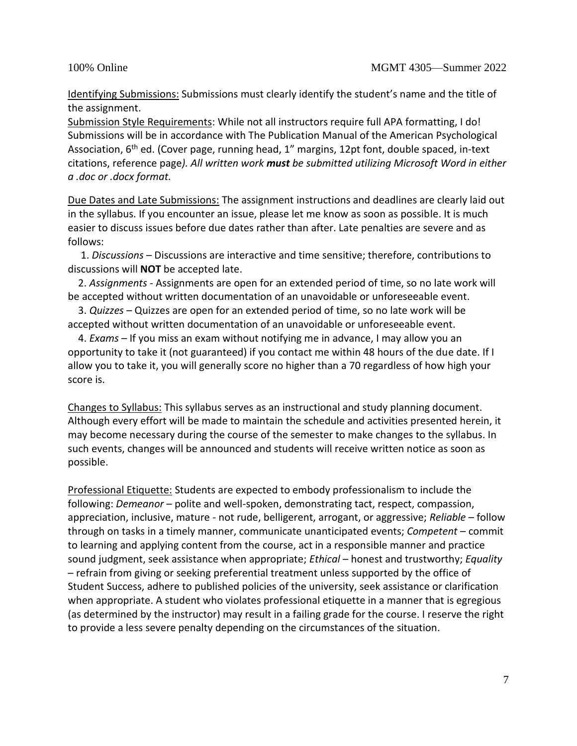Identifying Submissions: Submissions must clearly identify the student's name and the title of the assignment.

Submission Style Requirements: While not all instructors require full APA formatting, I do! Submissions will be in accordance with The Publication Manual of the American Psychological Association, 6th ed. (Cover page, running head, 1" margins, 12pt font, double spaced, in-text citations, reference page*). All written work **must** be submitted utilizing Microsoft Word in either a .doc or .docx format.*

Due Dates and Late Submissions: The assignment instructions and deadlines are clearly laid out in the syllabus. If you encounter an issue, please let me know as soon as possible. It is much easier to discuss issues before due dates rather than after. Late penalties are severe and as follows:

1. *Discussions* – Discussions are interactive and time sensitive; therefore, contributions to discussions will **NOT** be accepted late.
2. *Assignments* - Assignments are open for an extended period of time, so no late work will be accepted without written documentation of an unavoidable or unforeseeable event.
3. *Quizzes* – Quizzes are open for an extended period of time, so no late work will be accepted without written documentation of an unavoidable or unforeseeable event.
4. *Exams* – If you miss an exam without notifying me in advance, I may allow you an opportunity to take it (not guaranteed) if you contact me within 48 hours of the due date. If I allow you to take it, you will generally score no higher than a 70 regardless of how high your score is.

Changes to Syllabus: This syllabus serves as an instructional and study planning document. Although every effort will be made to maintain the schedule and activities presented herein, it may become necessary during the course of the semester to make changes to the syllabus. In such events, changes will be announced and students will receive written notice as soon as possible.

Professional Etiquette: Students are expected to embody professionalism to include the following: *Demeanor* – polite and well-spoken, demonstrating tact, respect, compassion, appreciation, inclusive, mature - not rude, belligerent, arrogant, or aggressive; *Reliable* – follow through on tasks in a timely manner, communicate unanticipated events; *Competent* – commit to learning and applying content from the course, act in a responsible manner and practice sound judgment, seek assistance when appropriate; *Ethical* – honest and trustworthy; *Equality* – refrain from giving or seeking preferential treatment unless supported by the office of Student Success, adhere to published policies of the university, seek assistance or clarification when appropriate. A student who violates professional etiquette in a manner that is egregious (as determined by the instructor) may result in a failing grade for the course. I reserve the right to provide a less severe penalty depending on the circumstances of the situation.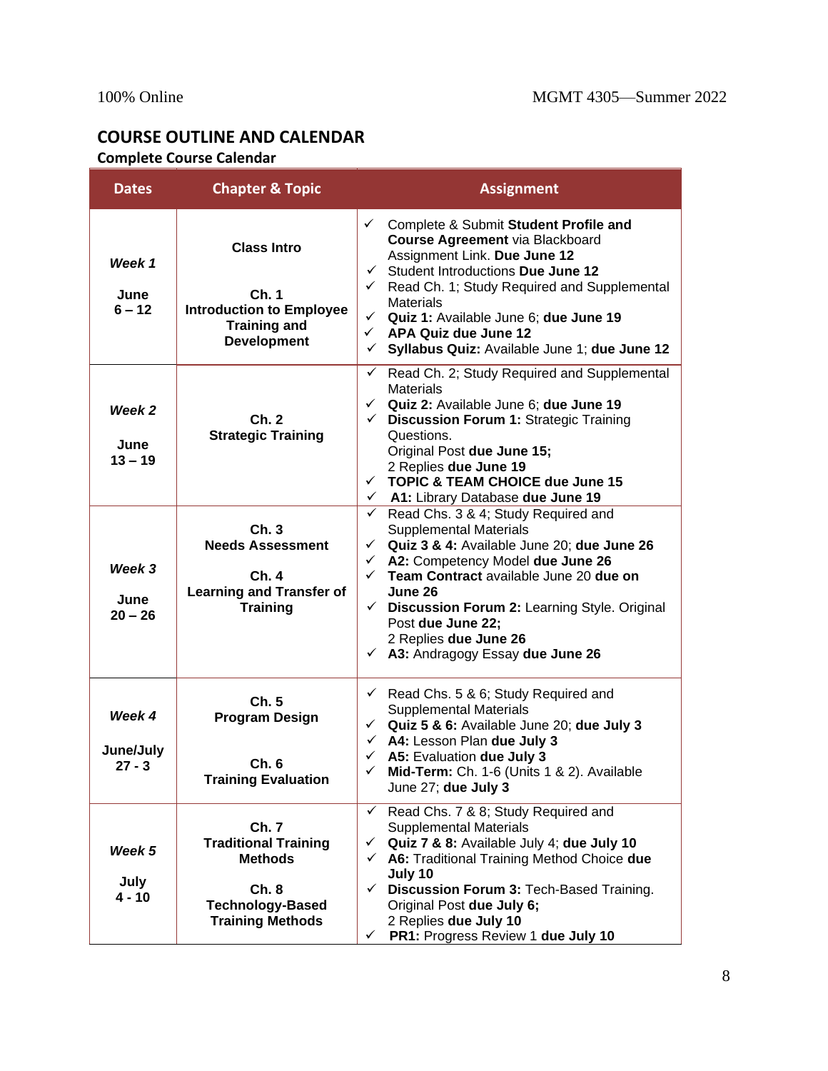## COURSE OUTLINE AND CALENDAR

### Complete Course Calendar

| Dates | Chapter & Topic | Assignment |
|---|---|---|
| ***Week 1*** **June 6 – 12** | **Class Intro** **Ch. 1 Introduction to Employee Training and Development** | ✓ Complete & Submit **Student Profile and Course Agreement** via Blackboard Assignment Link. **Due June 12** ✓ Student Introductions **Due June 12** ✓ Read Ch. 1; Study Required and Supplemental Materials ✓ **Quiz 1:** Available June 6; **due June 19** ✓ **APA Quiz due June 12** ✓ **Syllabus Quiz:** Available June 1; **due June 12** |
| ***Week 2*** **June 13 – 19** | **Ch. 2 Strategic Training** | ✓ Read Ch. 2; Study Required and Supplemental Materials ✓ **Quiz 2:** Available June 6; **due June 19** ✓ **Discussion Forum 1:** Strategic Training Questions. Original Post **due June 15;** 2 Replies **due June 19** ✓ **TOPIC & TEAM CHOICE due June 15** ✓ **A1:** Library Database **due June 19** |
| ***Week 3*** **June 20 – 26** | **Ch. 3 Needs Assessment** **Ch. 4 Learning and Transfer of Training** | ✓ Read Chs. 3 & 4; Study Required and Supplemental Materials ✓ **Quiz 3 & 4:** Available June 20; **due June 26** ✓ **A2:** Competency Model **due June 26** ✓ **Team Contract** available June 20 **due on June 26** ✓ **Discussion Forum 2:** Learning Style. Original Post **due June 22;** 2 Replies **due June 26** ✓ **A3:** Andragogy Essay **due June 26** |
| ***Week 4*** **June/July 27 - 3** | **Ch. 5 Program Design** **Ch. 6 Training Evaluation** | ✓ Read Chs. 5 & 6; Study Required and Supplemental Materials ✓ **Quiz 5 & 6:** Available June 20; **due July 3** ✓ **A4:** Lesson Plan **due July 3** ✓ **A5:** Evaluation **due July 3** ✓ **Mid-Term:** Ch. 1-6 (Units 1 & 2). Available June 27; **due July 3** |
| ***Week 5*** **July 4 - 10** | **Ch. 7 Traditional Training Methods** **Ch. 8 Technology-Based Training Methods** | ✓ Read Chs. 7 & 8; Study Required and Supplemental Materials ✓ **Quiz 7 & 8:** Available July 4; **due July 10** ✓ **A6:** Traditional Training Method Choice **due July 10** ✓ **Discussion Forum 3:** Tech-Based Training. Original Post **due July 6;** 2 Replies **due July 10** ✓ **PR1:** Progress Review 1 **due July 10** |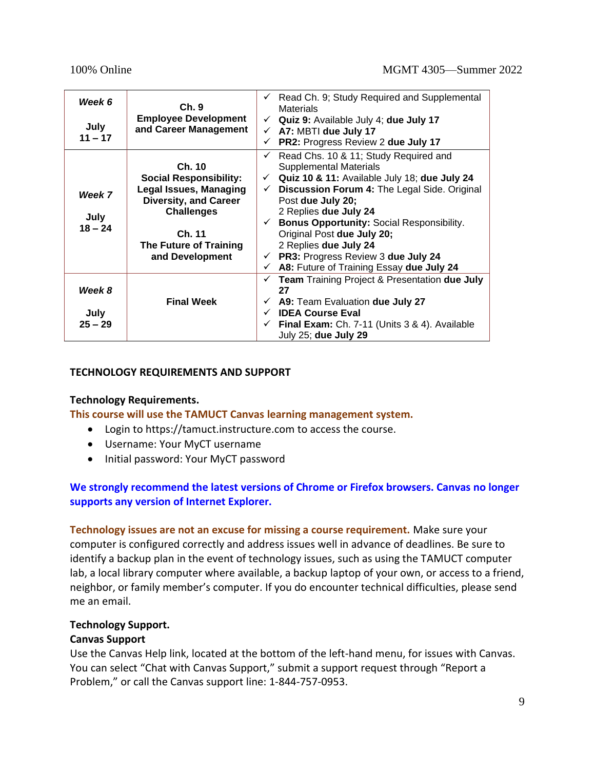| *Week 6*<br><br>July<br>11 – 17 | **Ch. 9**<br>**Employee Development and Career Management** | ✓ Read Ch. 9; Study Required and Supplemental Materials<br>✓ **Quiz 9:** Available July 4; **due July 17**<br>✓ **A7:** MBTI **due July 17**<br>✓ **PR2:** Progress Review 2 **due July 17** |
|---|---|---|
| *Week 7*<br><br>July<br>18 – 24 | **Ch. 10**<br>**Social Responsibility: Legal Issues, Managing Diversity, and Career Challenges**<br><br>**Ch. 11**<br>**The Future of Training and Development** | ✓ Read Chs. 10 & 11; Study Required and Supplemental Materials<br>✓ **Quiz 10 & 11:** Available July 18; **due July 24**<br>✓ **Discussion Forum 4:** The Legal Side. Original Post **due July 20;** 2 Replies **due July 24**<br>✓ **Bonus Opportunity:** Social Responsibility. Original Post **due July 20;** 2 Replies **due July 24**<br>✓ **PR3:** Progress Review 3 **due July 24**<br>✓ **A8:** Future of Training Essay **due July 24** |
| *Week 8*<br><br>July<br>25 – 29 | **Final Week** | ✓ **Team** Training Project & Presentation **due July 27**<br>✓ **A9:** Team Evaluation **due July 27**<br>✓ **IDEA Course Eval**<br>✓ **Final Exam:** Ch. 7-11 (Units 3 & 4). Available July 25; **due July 29** |

## TECHNOLOGY REQUIREMENTS AND SUPPORT

### Technology Requirements.

**This course will use the TAMUCT Canvas learning management system.**

- Login to https://tamuct.instructure.com to access the course.
- Username: Your MyCT username
- Initial password: Your MyCT password

**We strongly recommend the latest versions of Chrome or Firefox browsers. Canvas no longer supports any version of Internet Explorer.**

**Technology issues are not an excuse for missing a course requirement.** Make sure your computer is configured correctly and address issues well in advance of deadlines. Be sure to identify a backup plan in the event of technology issues, such as using the TAMUCT computer lab, a local library computer where available, a backup laptop of your own, or access to a friend, neighbor, or family member's computer. If you do encounter technical difficulties, please send me an email.

### Technology Support.

**Canvas Support**

Use the Canvas Help link, located at the bottom of the left-hand menu, for issues with Canvas. You can select "Chat with Canvas Support," submit a support request through "Report a Problem," or call the Canvas support line: 1-844-757-0953.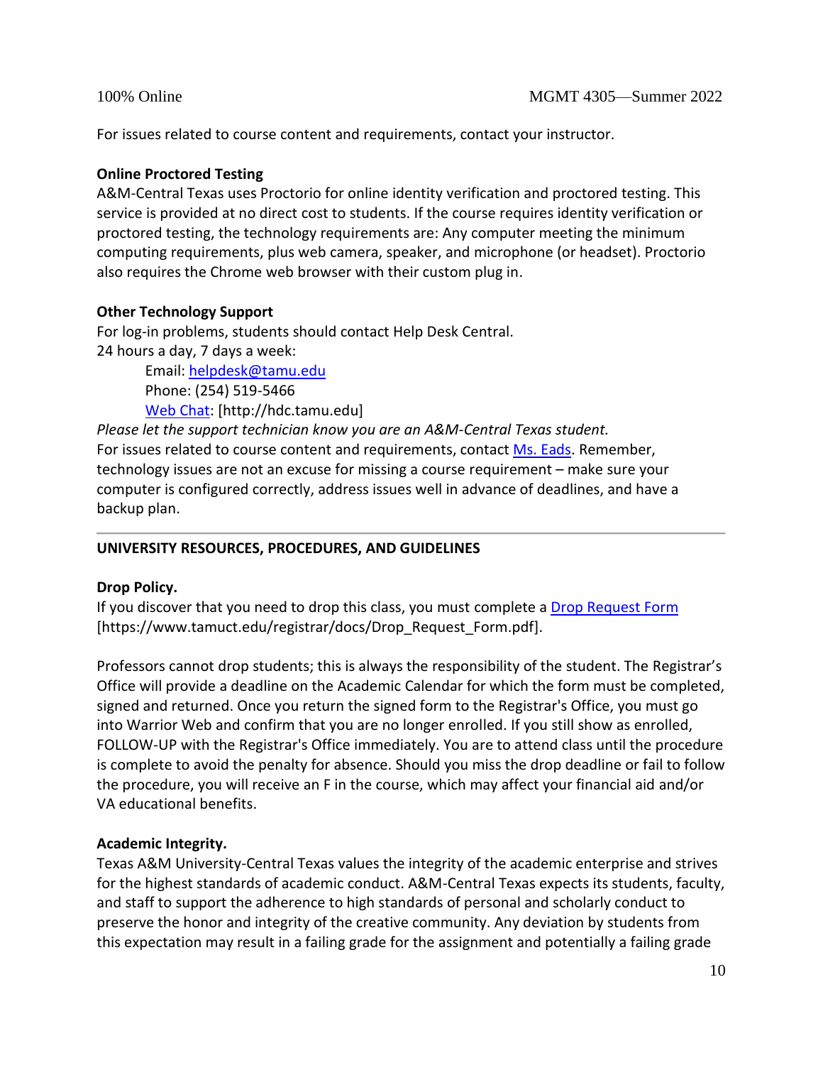For issues related to course content and requirements, contact your instructor.

**Online Proctored Testing**

A&M-Central Texas uses Proctorio for online identity verification and proctored testing. This service is provided at no direct cost to students. If the course requires identity verification or proctored testing, the technology requirements are: Any computer meeting the minimum computing requirements, plus web camera, speaker, and microphone (or headset). Proctorio also requires the Chrome web browser with their custom plug in.

**Other Technology Support**

For log-in problems, students should contact Help Desk Central.
24 hours a day, 7 days a week:

Email: helpdesk@tamu.edu
Phone: (254) 519-5466
Web Chat: [http://hdc.tamu.edu]

*Please let the support technician know you are an A&M-Central Texas student.*
For issues related to course content and requirements, contact Ms. Eads. Remember, technology issues are not an excuse for missing a course requirement – make sure your computer is configured correctly, address issues well in advance of deadlines, and have a backup plan.

---

**UNIVERSITY RESOURCES, PROCEDURES, AND GUIDELINES**

**Drop Policy.**

If you discover that you need to drop this class, you must complete a Drop Request Form [https://www.tamuct.edu/registrar/docs/Drop_Request_Form.pdf].

Professors cannot drop students; this is always the responsibility of the student. The Registrar's Office will provide a deadline on the Academic Calendar for which the form must be completed, signed and returned. Once you return the signed form to the Registrar's Office, you must go into Warrior Web and confirm that you are no longer enrolled. If you still show as enrolled, FOLLOW-UP with the Registrar's Office immediately. You are to attend class until the procedure is complete to avoid the penalty for absence. Should you miss the drop deadline or fail to follow the procedure, you will receive an F in the course, which may affect your financial aid and/or VA educational benefits.

**Academic Integrity.**

Texas A&M University-Central Texas values the integrity of the academic enterprise and strives for the highest standards of academic conduct. A&M-Central Texas expects its students, faculty, and staff to support the adherence to high standards of personal and scholarly conduct to preserve the honor and integrity of the creative community. Any deviation by students from this expectation may result in a failing grade for the assignment and potentially a failing grade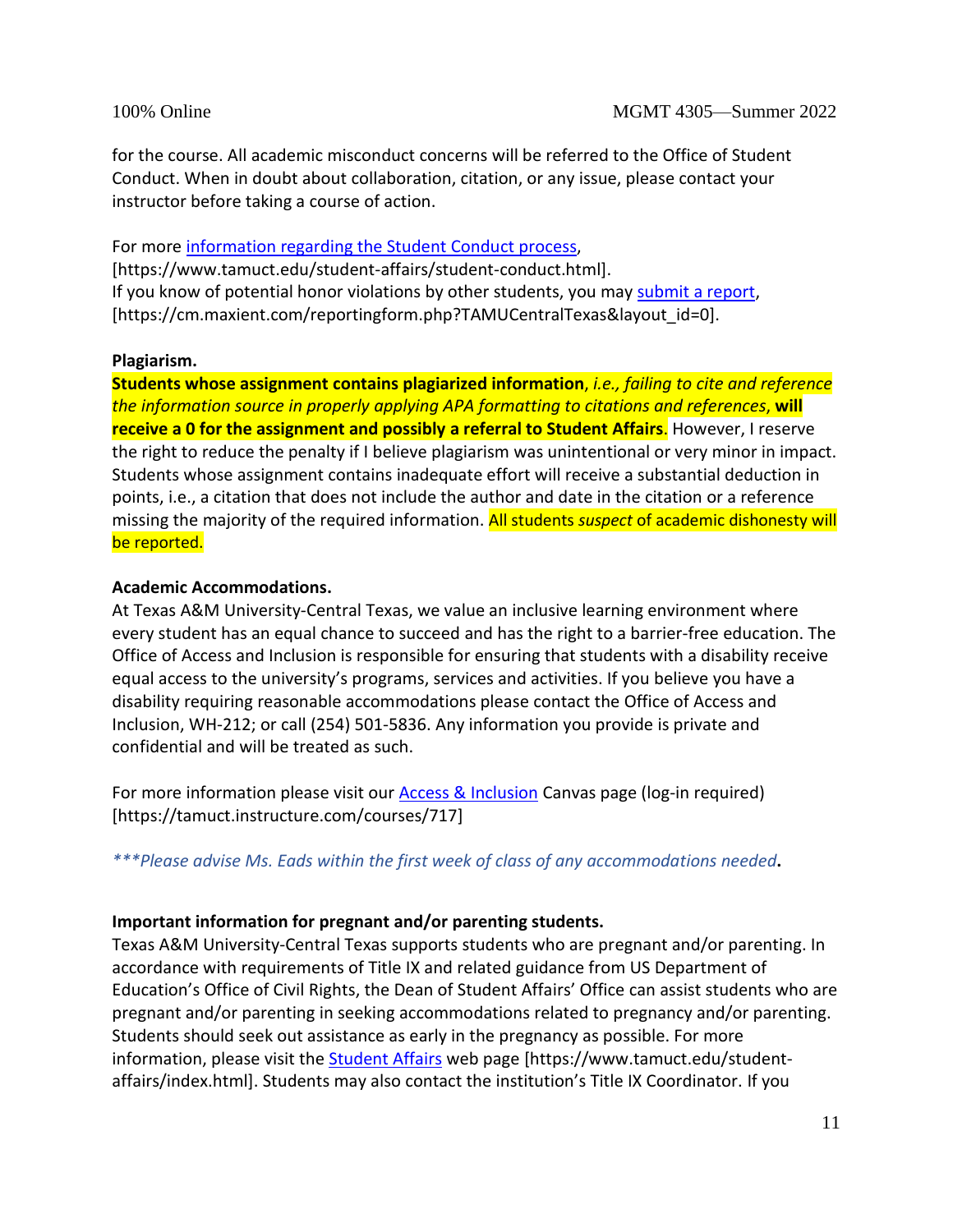for the course. All academic misconduct concerns will be referred to the Office of Student Conduct. When in doubt about collaboration, citation, or any issue, please contact your instructor before taking a course of action.

For more [information regarding the Student Conduct process](https://www.tamuct.edu/student-affairs/student-conduct.html), [https://www.tamuct.edu/student-affairs/student-conduct.html].
If you know of potential honor violations by other students, you may [submit a report](https://cm.maxient.com/reportingform.php?TAMUCentralTexas&layout_id=0), [https://cm.maxient.com/reportingform.php?TAMUCentralTexas&layout_id=0].

**Plagiarism.**
**Students whose assignment contains plagiarized information**, *i.e., failing to cite and reference the information source in properly applying APA formatting to citations and references*, **will receive a 0 for the assignment and possibly a referral to Student Affairs**. However, I reserve the right to reduce the penalty if I believe plagiarism was unintentional or very minor in impact. Students whose assignment contains inadequate effort will receive a substantial deduction in points, i.e., a citation that does not include the author and date in the citation or a reference missing the majority of the required information. All students *suspect* of academic dishonesty will be reported.

**Academic Accommodations.**
At Texas A&M University-Central Texas, we value an inclusive learning environment where every student has an equal chance to succeed and has the right to a barrier-free education. The Office of Access and Inclusion is responsible for ensuring that students with a disability receive equal access to the university's programs, services and activities. If you believe you have a disability requiring reasonable accommodations please contact the Office of Access and Inclusion, WH-212; or call (254) 501-5836. Any information you provide is private and confidential and will be treated as such.

For more information please visit our [Access & Inclusion](https://tamuct.instructure.com/courses/717) Canvas page (log-in required) [https://tamuct.instructure.com/courses/717]

*\*\*\*Please advise Ms. Eads within the first week of class of any accommodations needed***.**

**Important information for pregnant and/or parenting students.**
Texas A&M University-Central Texas supports students who are pregnant and/or parenting. In accordance with requirements of Title IX and related guidance from US Department of Education's Office of Civil Rights, the Dean of Student Affairs' Office can assist students who are pregnant and/or parenting in seeking accommodations related to pregnancy and/or parenting. Students should seek out assistance as early in the pregnancy as possible. For more information, please visit the [Student Affairs](https://www.tamuct.edu/student-affairs/index.html) web page [https://www.tamuct.edu/student-affairs/index.html]. Students may also contact the institution's Title IX Coordinator. If you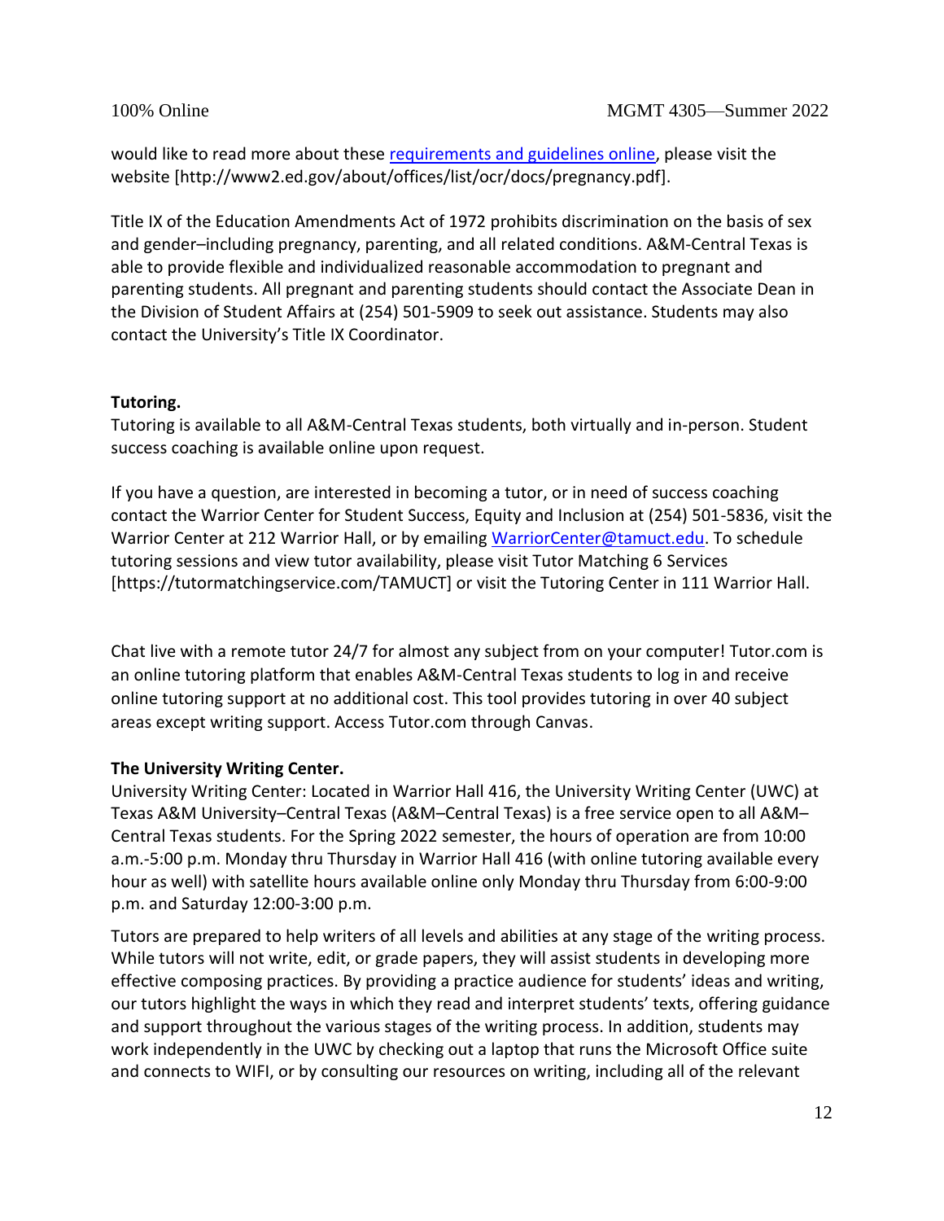would like to read more about these [requirements and guidelines online](http://www2.ed.gov/about/offices/list/ocr/docs/pregnancy.pdf), please visit the website [http://www2.ed.gov/about/offices/list/ocr/docs/pregnancy.pdf].

Title IX of the Education Amendments Act of 1972 prohibits discrimination on the basis of sex and gender–including pregnancy, parenting, and all related conditions. A&M-Central Texas is able to provide flexible and individualized reasonable accommodation to pregnant and parenting students. All pregnant and parenting students should contact the Associate Dean in the Division of Student Affairs at (254) 501-5909 to seek out assistance. Students may also contact the University's Title IX Coordinator.

**Tutoring.**

Tutoring is available to all A&M-Central Texas students, both virtually and in-person. Student success coaching is available online upon request.

If you have a question, are interested in becoming a tutor, or in need of success coaching contact the Warrior Center for Student Success, Equity and Inclusion at (254) 501-5836, visit the Warrior Center at 212 Warrior Hall, or by emailing [WarriorCenter@tamuct.edu](mailto:WarriorCenter@tamuct.edu). To schedule tutoring sessions and view tutor availability, please visit Tutor Matching 6 Services [https://tutormatchingservice.com/TAMUCT] or visit the Tutoring Center in 111 Warrior Hall.

Chat live with a remote tutor 24/7 for almost any subject from on your computer! Tutor.com is an online tutoring platform that enables A&M-Central Texas students to log in and receive online tutoring support at no additional cost. This tool provides tutoring in over 40 subject areas except writing support. Access Tutor.com through Canvas.

**The University Writing Center.**

University Writing Center: Located in Warrior Hall 416, the University Writing Center (UWC) at Texas A&M University–Central Texas (A&M–Central Texas) is a free service open to all A&M–Central Texas students. For the Spring 2022 semester, the hours of operation are from 10:00 a.m.-5:00 p.m. Monday thru Thursday in Warrior Hall 416 (with online tutoring available every hour as well) with satellite hours available online only Monday thru Thursday from 6:00-9:00 p.m. and Saturday 12:00-3:00 p.m.

Tutors are prepared to help writers of all levels and abilities at any stage of the writing process. While tutors will not write, edit, or grade papers, they will assist students in developing more effective composing practices. By providing a practice audience for students' ideas and writing, our tutors highlight the ways in which they read and interpret students' texts, offering guidance and support throughout the various stages of the writing process. In addition, students may work independently in the UWC by checking out a laptop that runs the Microsoft Office suite and connects to WIFI, or by consulting our resources on writing, including all of the relevant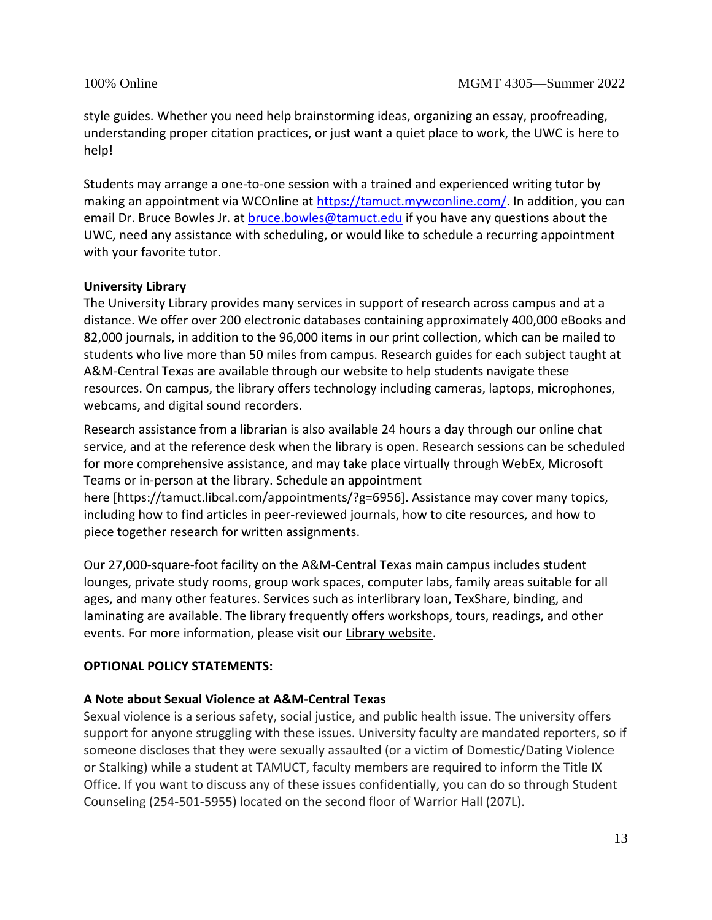style guides. Whether you need help brainstorming ideas, organizing an essay, proofreading, understanding proper citation practices, or just want a quiet place to work, the UWC is here to help!

Students may arrange a one-to-one session with a trained and experienced writing tutor by making an appointment via WCOnline at https://tamuct.mywconline.com/. In addition, you can email Dr. Bruce Bowles Jr. at bruce.bowles@tamuct.edu if you have any questions about the UWC, need any assistance with scheduling, or would like to schedule a recurring appointment with your favorite tutor.

**University Library**

The University Library provides many services in support of research across campus and at a distance. We offer over 200 electronic databases containing approximately 400,000 eBooks and 82,000 journals, in addition to the 96,000 items in our print collection, which can be mailed to students who live more than 50 miles from campus. Research guides for each subject taught at A&M-Central Texas are available through our website to help students navigate these resources. On campus, the library offers technology including cameras, laptops, microphones, webcams, and digital sound recorders.

Research assistance from a librarian is also available 24 hours a day through our online chat service, and at the reference desk when the library is open. Research sessions can be scheduled for more comprehensive assistance, and may take place virtually through WebEx, Microsoft Teams or in-person at the library. Schedule an appointment here [https://tamuct.libcal.com/appointments/?g=6956]. Assistance may cover many topics, including how to find articles in peer-reviewed journals, how to cite resources, and how to piece together research for written assignments.

Our 27,000-square-foot facility on the A&M-Central Texas main campus includes student lounges, private study rooms, group work spaces, computer labs, family areas suitable for all ages, and many other features. Services such as interlibrary loan, TexShare, binding, and laminating are available. The library frequently offers workshops, tours, readings, and other events. For more information, please visit our Library website.

**OPTIONAL POLICY STATEMENTS:**

**A Note about Sexual Violence at A&M-Central Texas**

Sexual violence is a serious safety, social justice, and public health issue. The university offers support for anyone struggling with these issues. University faculty are mandated reporters, so if someone discloses that they were sexually assaulted (or a victim of Domestic/Dating Violence or Stalking) while a student at TAMUCT, faculty members are required to inform the Title IX Office. If you want to discuss any of these issues confidentially, you can do so through Student Counseling (254-501-5955) located on the second floor of Warrior Hall (207L).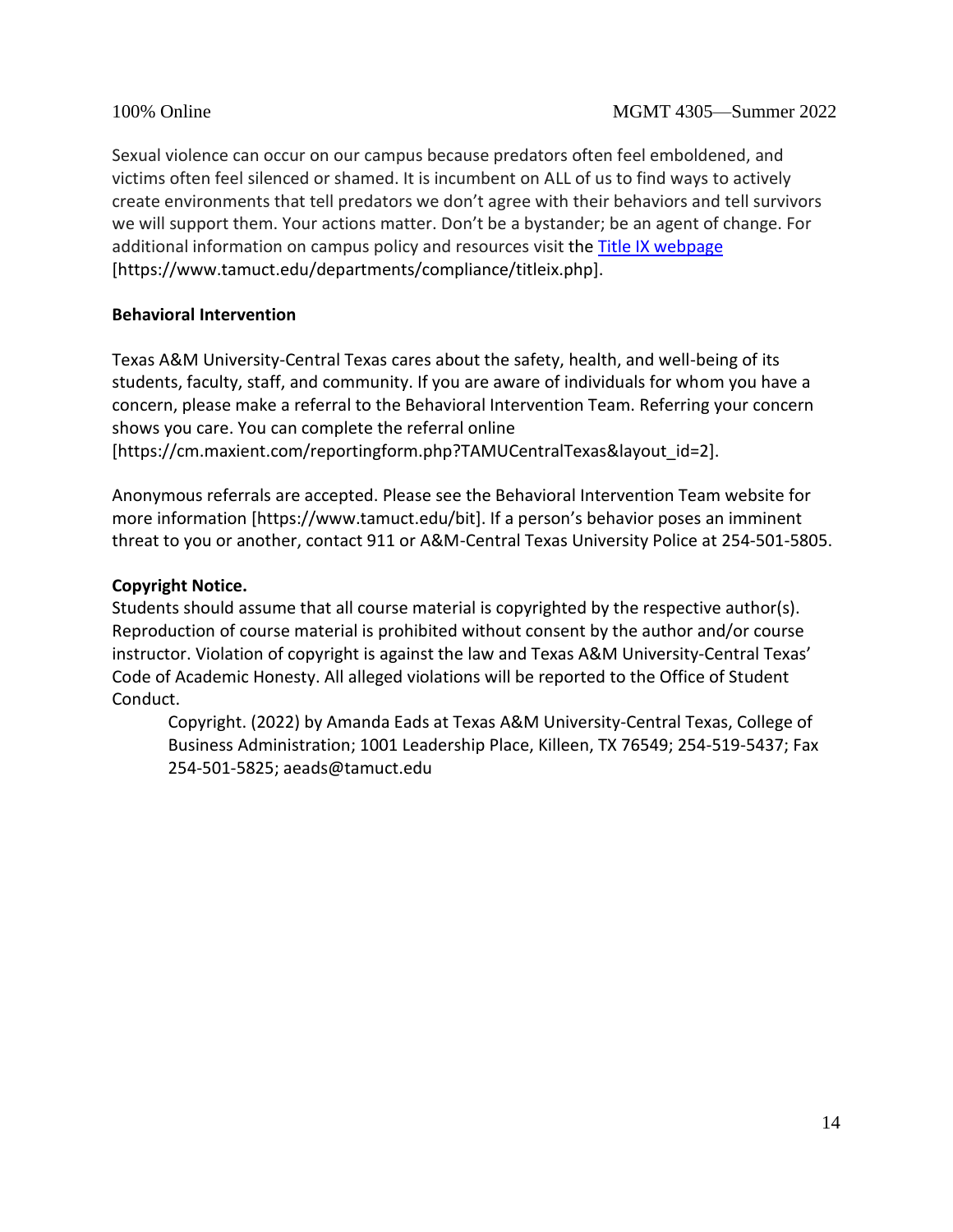Sexual violence can occur on our campus because predators often feel emboldened, and victims often feel silenced or shamed. It is incumbent on ALL of us to find ways to actively create environments that tell predators we don't agree with their behaviors and tell survivors we will support them. Your actions matter. Don't be a bystander; be an agent of change. For additional information on campus policy and resources visit the [Title IX webpage](https://www.tamuct.edu/departments/compliance/titleix.php) [https://www.tamuct.edu/departments/compliance/titleix.php].

**Behavioral Intervention**

Texas A&M University-Central Texas cares about the safety, health, and well-being of its students, faculty, staff, and community. If you are aware of individuals for whom you have a concern, please make a referral to the Behavioral Intervention Team. Referring your concern shows you care. You can complete the referral online [https://cm.maxient.com/reportingform.php?TAMUCentralTexas&layout_id=2].

Anonymous referrals are accepted. Please see the Behavioral Intervention Team website for more information [https://www.tamuct.edu/bit]. If a person's behavior poses an imminent threat to you or another, contact 911 or A&M-Central Texas University Police at 254-501-5805.

**Copyright Notice.**

Students should assume that all course material is copyrighted by the respective author(s). Reproduction of course material is prohibited without consent by the author and/or course instructor. Violation of copyright is against the law and Texas A&M University-Central Texas' Code of Academic Honesty. All alleged violations will be reported to the Office of Student Conduct.

> Copyright. (2022) by Amanda Eads at Texas A&M University-Central Texas, College of Business Administration; 1001 Leadership Place, Killeen, TX 76549; 254-519-5437; Fax 254-501-5825; aeads@tamuct.edu